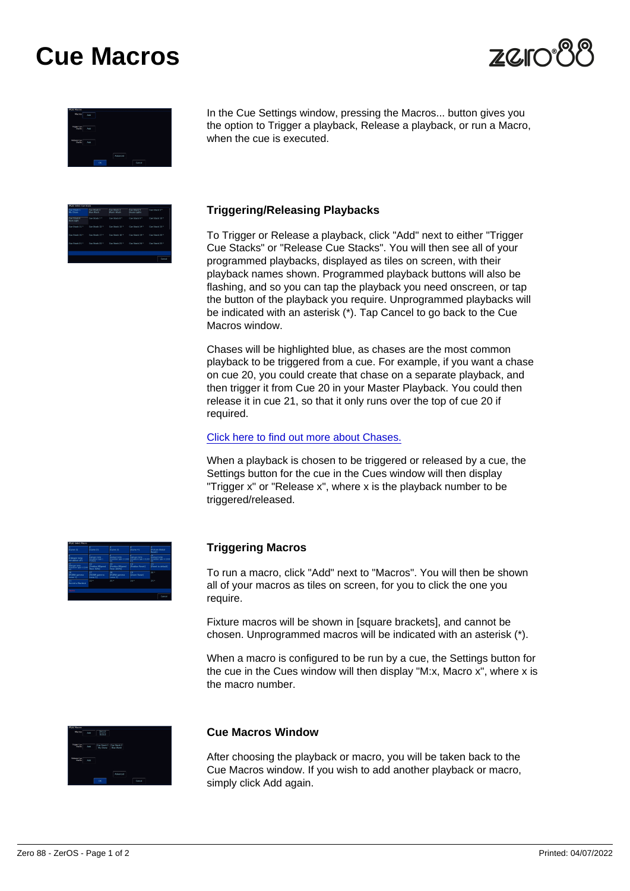# Cue Macros

In the Cue Settings window, pressing the Macros... button gives you the option to Trigger a playback, Release a playback, or run a Macro, when the cue is executed.

### Triggering/Releasing Playbacks

To Trigger or Release a playback, click "Add" next to either "Trigger Cue Stacks" or "Release Cue Stacks". You will then see all of your programmed playbacks, displayed as tiles on screen, with their playback names shown. Programmed playback buttons will also be flashing, and so you can tap the playback you need onscreen, or tap the button of the playback you require. Unprogrammed playbacks will be indicated with an asterisk (*). Tap Cancel to go back to the Cue Macros window.

Chases will be highlighted blue, as chases are the most common playback to be triggered from a cue. For example, if you want a chase on cue 20, you could create that chase on a separate playback, and then trigger it from Cue 20 in your Master Playback. You could then release it in cue 21, so that it only runs over the top of cue 20 if required.

Click here to find out more about Chases.

When a playback is chosen to be triggered or released by a cue, the Settings button for the cue in the Cues window will then display "Trigger x" or "Release x", where x is the playback number to be triggered/released.

### Triggering Macros

To run a macro, click "Add" next to "Macros". You will then be shown all of your macros as tiles on screen, for you to click the one you require.

Fixture macros will be shown in [square brackets], and cannot be chosen. Unprogrammed macros will be indicated with an asterisk (*).

When a macro is configured to be run by a cue, the Settings button for the cue in the Cues window will then display "M:x, Macro x", where x is the macro number.

### Cue Macros Window

After choosing the playback or macro, you will be taken back to the Cue Macros window. If you wish to add another playback or macro, simply click Add again.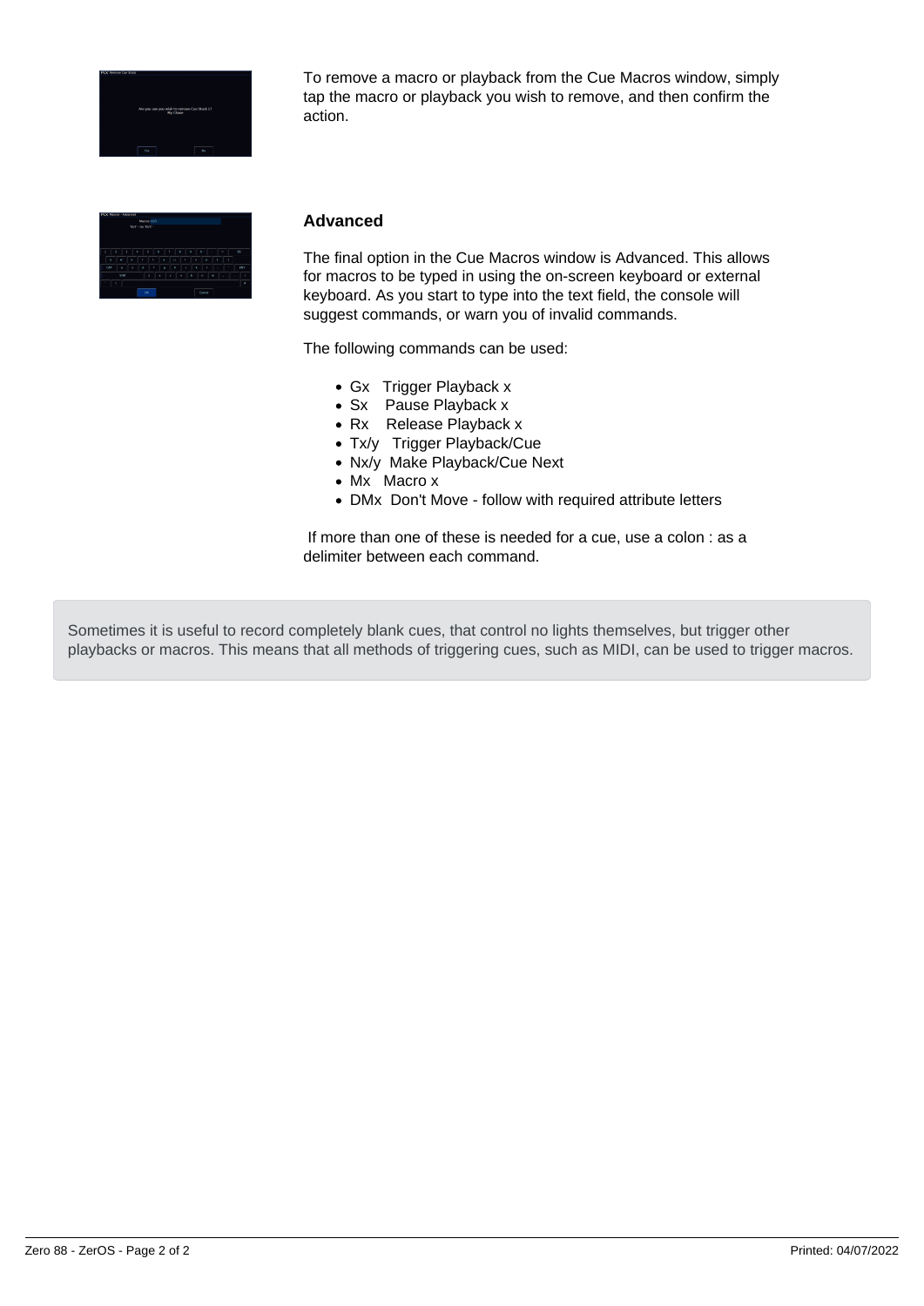To remove a macro or playback from the Cue Macros window, simply tap the macro or playback you wish to remove, and then confirm the action.

### Advanced

The final option in the Cue Macros window is Advanced. This allows for macros to be typed in using the on-screen keyboard or external keyboard. As you start to type into the text field, the console will suggest commands, or warn you of invalid commands.

The following commands can be used:

- Gx   Trigger Playback x
- Sx   Pause Playback x
- Rx   Release Playback x
- Tx/y   Trigger Playback/Cue
- Nx/y   Make Playback/Cue Next
- Mx   Macro x
- DMx   Don't Move - follow with required attribute letters

If more than one of these is needed for a cue, use a colon : as a delimiter between each command.

Sometimes it is useful to record completely blank cues, that control no lights themselves, but trigger other playbacks or macros. This means that all methods of triggering cues, such as MIDI, can be used to trigger macros.